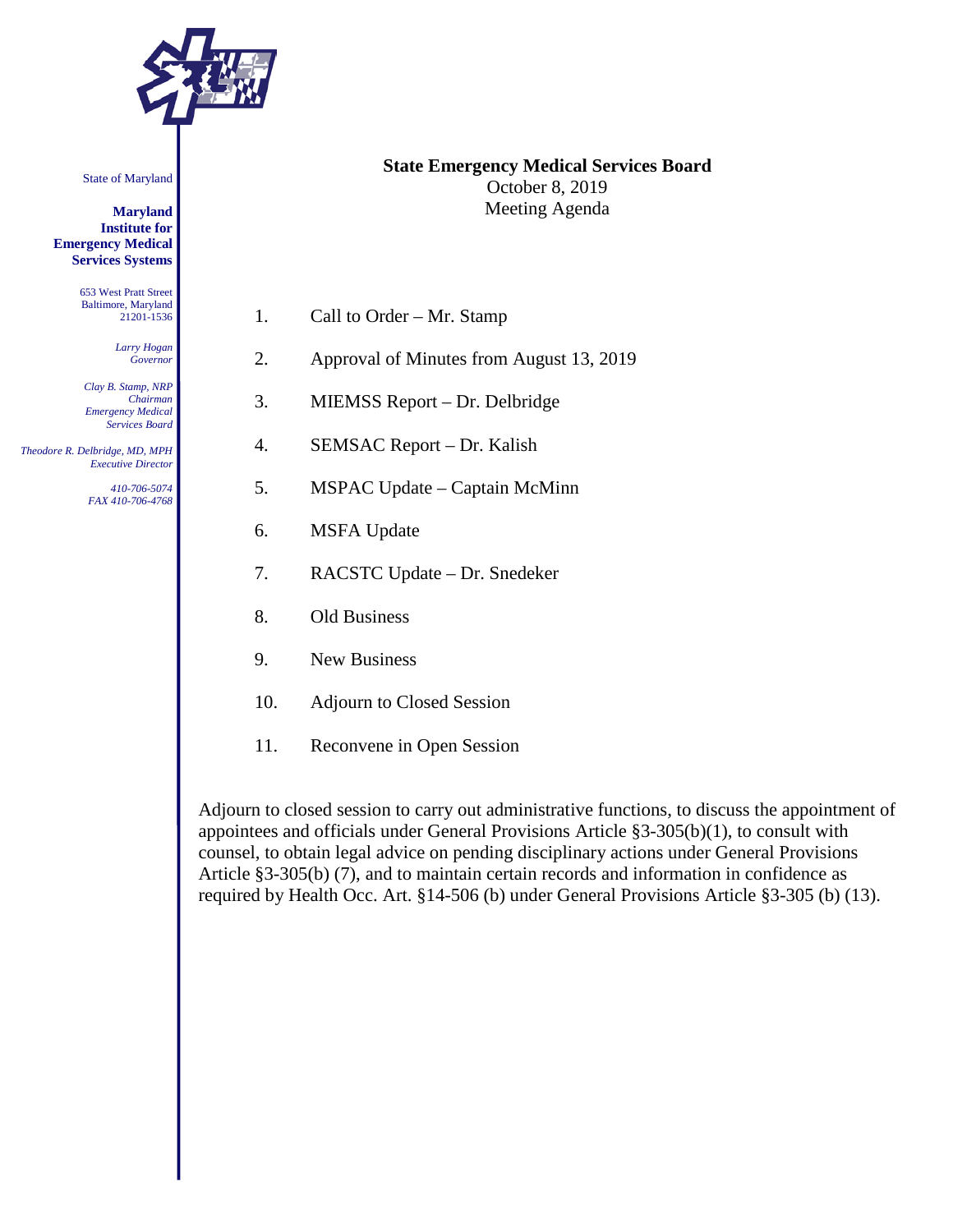State of Maryland

**Maryland Institute for Emergency Medical Services Systems**

653 West Pratt Street
Baltimore, Maryland
21201-1536

*Larry Hogan*
*Governor*

*Clay B. Stamp, NRP*
*Chairman*
*Emergency Medical Services Board*

*Theodore R. Delbridge, MD, MPH*
*Executive Director*

*410-706-5074*
*FAX 410-706-4768*

**State Emergency Medical Services Board**
October 8, 2019
Meeting Agenda

1. Call to Order – Mr. Stamp
2. Approval of Minutes from August 13, 2019
3. MIEMSS Report – Dr. Delbridge
4. SEMSAC Report – Dr. Kalish
5. MSPAC Update – Captain McMinn
6. MSFA Update
7. RACSTC Update – Dr. Snedeker
8. Old Business
9. New Business
10. Adjourn to Closed Session
11. Reconvene in Open Session

Adjourn to closed session to carry out administrative functions, to discuss the appointment of appointees and officials under General Provisions Article §3-305(b)(1), to consult with counsel, to obtain legal advice on pending disciplinary actions under General Provisions Article §3-305(b) (7), and to maintain certain records and information in confidence as required by Health Occ. Art. §14-506 (b) under General Provisions Article §3-305 (b) (13).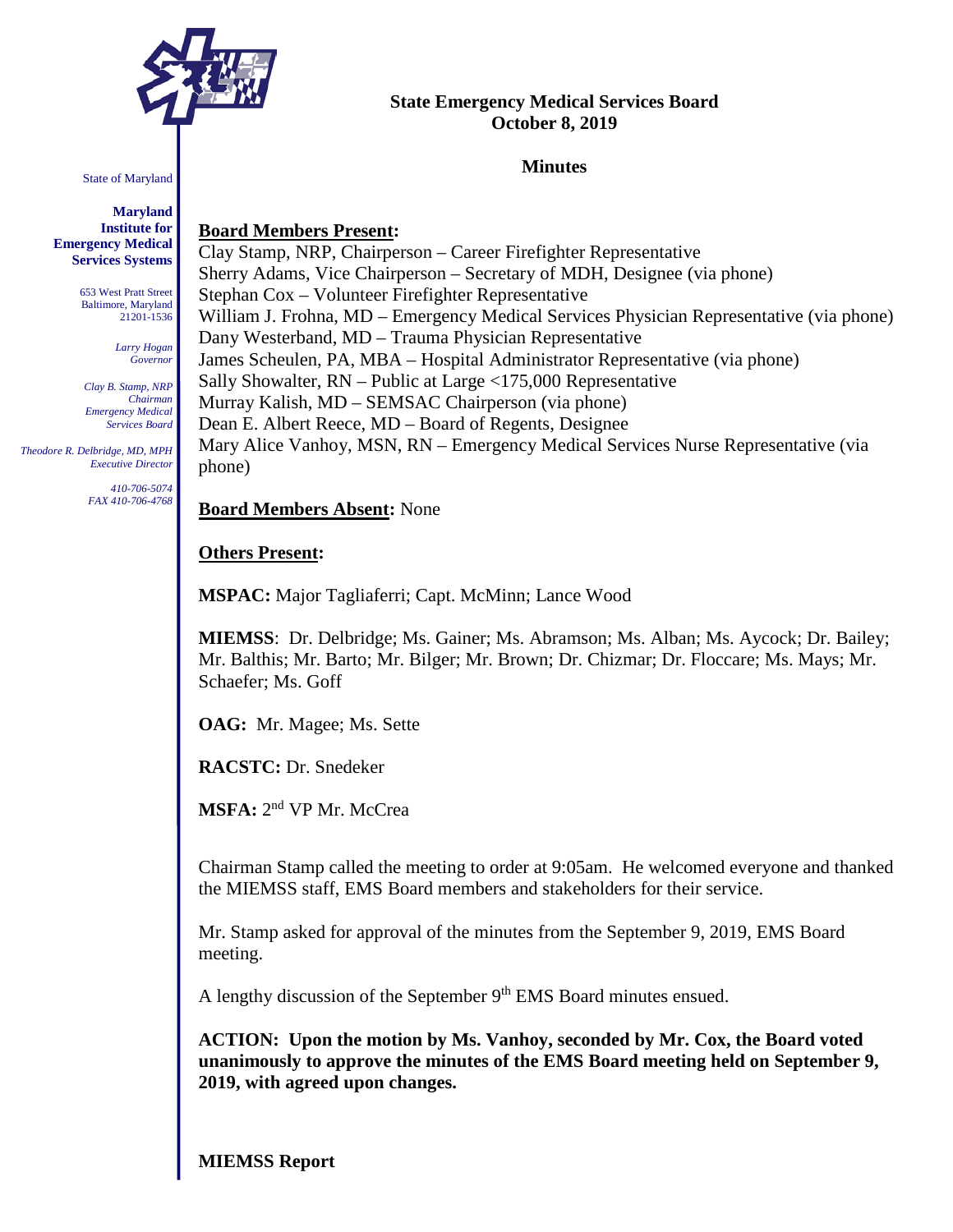State of Maryland

**Maryland Institute for Emergency Medical Services Systems**

653 West Pratt Street
Baltimore, Maryland
21201-1536

*Larry Hogan*
*Governor*

*Clay B. Stamp, NRP*
*Chairman*
*Emergency Medical Services Board*

*Theodore R. Delbridge, MD, MPH*
*Executive Director*

*410-706-5074*
*FAX 410-706-4768*

**State Emergency Medical Services Board**
**October 8, 2019**

**Minutes**

**Board Members Present:**
Clay Stamp, NRP, Chairperson – Career Firefighter Representative
Sherry Adams, Vice Chairperson – Secretary of MDH, Designee (via phone)
Stephan Cox – Volunteer Firefighter Representative
William J. Frohna, MD – Emergency Medical Services Physician Representative (via phone)
Dany Westerband, MD – Trauma Physician Representative
James Scheulen, PA, MBA – Hospital Administrator Representative (via phone)
Sally Showalter, RN – Public at Large <175,000 Representative
Murray Kalish, MD – SEMSAC Chairperson (via phone)
Dean E. Albert Reece, MD – Board of Regents, Designee
Mary Alice Vanhoy, MSN, RN – Emergency Medical Services Nurse Representative (via phone)

**Board Members Absent:** None

**Others Present:**

**MSPAC:** Major Tagliaferri; Capt. McMinn; Lance Wood

**MIEMSS**: Dr. Delbridge; Ms. Gainer; Ms. Abramson; Ms. Alban; Ms. Aycock; Dr. Bailey; Mr. Balthis; Mr. Barto; Mr. Bilger; Mr. Brown; Dr. Chizmar; Dr. Floccare; Ms. Mays; Mr. Schaefer; Ms. Goff

**OAG:** Mr. Magee; Ms. Sette

**RACSTC:** Dr. Snedeker

**MSFA:** 2nd VP Mr. McCrea

Chairman Stamp called the meeting to order at 9:05am. He welcomed everyone and thanked the MIEMSS staff, EMS Board members and stakeholders for their service.

Mr. Stamp asked for approval of the minutes from the September 9, 2019, EMS Board meeting.

A lengthy discussion of the September 9th EMS Board minutes ensued.

**ACTION: Upon the motion by Ms. Vanhoy, seconded by Mr. Cox, the Board voted unanimously to approve the minutes of the EMS Board meeting held on September 9, 2019, with agreed upon changes.**

**MIEMSS Report**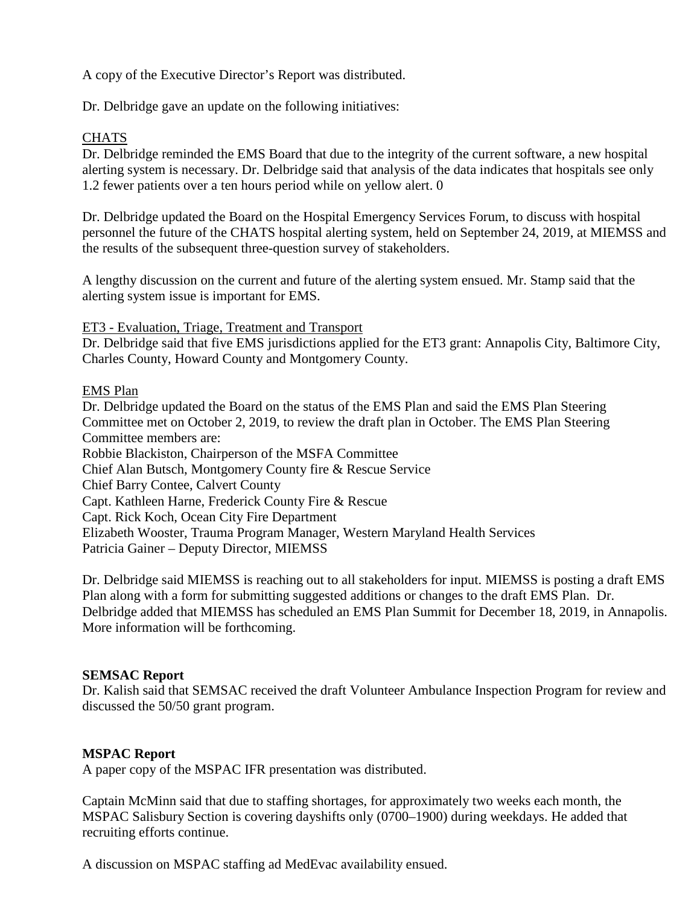A copy of the Executive Director's Report was distributed.

Dr. Delbridge gave an update on the following initiatives:

CHATS

Dr. Delbridge reminded the EMS Board that due to the integrity of the current software, a new hospital alerting system is necessary. Dr. Delbridge said that analysis of the data indicates that hospitals see only 1.2 fewer patients over a ten hours period while on yellow alert. 0

Dr. Delbridge updated the Board on the Hospital Emergency Services Forum, to discuss with hospital personnel the future of the CHATS hospital alerting system, held on September 24, 2019, at MIEMSS and the results of the subsequent three-question survey of stakeholders.

A lengthy discussion on the current and future of the alerting system ensued. Mr. Stamp said that the alerting system issue is important for EMS.

ET3 - Evaluation, Triage, Treatment and Transport

Dr. Delbridge said that five EMS jurisdictions applied for the ET3 grant: Annapolis City, Baltimore City, Charles County, Howard County and Montgomery County.

EMS Plan

Dr. Delbridge updated the Board on the status of the EMS Plan and said the EMS Plan Steering Committee met on October 2, 2019, to review the draft plan in October. The EMS Plan Steering Committee members are:

Robbie Blackiston, Chairperson of the MSFA Committee
Chief Alan Butsch, Montgomery County fire & Rescue Service
Chief Barry Contee, Calvert County
Capt. Kathleen Harne, Frederick County Fire & Rescue
Capt. Rick Koch, Ocean City Fire Department
Elizabeth Wooster, Trauma Program Manager, Western Maryland Health Services
Patricia Gainer – Deputy Director, MIEMSS

Dr. Delbridge said MIEMSS is reaching out to all stakeholders for input. MIEMSS is posting a draft EMS Plan along with a form for submitting suggested additions or changes to the draft EMS Plan. Dr. Delbridge added that MIEMSS has scheduled an EMS Plan Summit for December 18, 2019, in Annapolis. More information will be forthcoming.

**SEMSAC Report**

Dr. Kalish said that SEMSAC received the draft Volunteer Ambulance Inspection Program for review and discussed the 50/50 grant program.

**MSPAC Report**

A paper copy of the MSPAC IFR presentation was distributed.

Captain McMinn said that due to staffing shortages, for approximately two weeks each month, the MSPAC Salisbury Section is covering dayshifts only (0700–1900) during weekdays. He added that recruiting efforts continue.

A discussion on MSPAC staffing ad MedEvac availability ensued.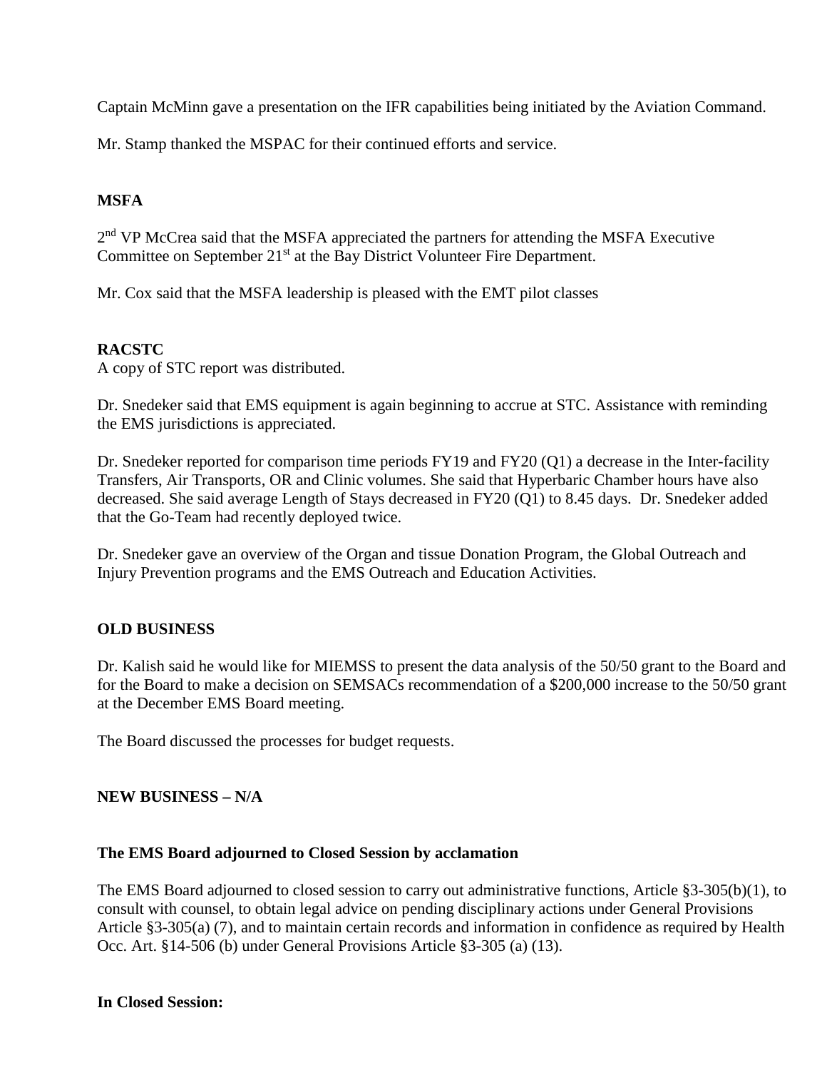Captain McMinn gave a presentation on the IFR capabilities being initiated by the Aviation Command.

Mr. Stamp thanked the MSPAC for their continued efforts and service.

**MSFA**

2nd VP McCrea said that the MSFA appreciated the partners for attending the MSFA Executive Committee on September 21st at the Bay District Volunteer Fire Department.

Mr. Cox said that the MSFA leadership is pleased with the EMT pilot classes

**RACSTC**

A copy of STC report was distributed.

Dr. Snedeker said that EMS equipment is again beginning to accrue at STC. Assistance with reminding the EMS jurisdictions is appreciated.

Dr. Snedeker reported for comparison time periods FY19 and FY20 (Q1) a decrease in the Inter-facility Transfers, Air Transports, OR and Clinic volumes. She said that Hyperbaric Chamber hours have also decreased. She said average Length of Stays decreased in FY20 (Q1) to 8.45 days. Dr. Snedeker added that the Go-Team had recently deployed twice.

Dr. Snedeker gave an overview of the Organ and tissue Donation Program, the Global Outreach and Injury Prevention programs and the EMS Outreach and Education Activities.

**OLD BUSINESS**

Dr. Kalish said he would like for MIEMSS to present the data analysis of the 50/50 grant to the Board and for the Board to make a decision on SEMSACs recommendation of a $200,000 increase to the 50/50 grant at the December EMS Board meeting.

The Board discussed the processes for budget requests.

**NEW BUSINESS – N/A**

**The EMS Board adjourned to Closed Session by acclamation**

The EMS Board adjourned to closed session to carry out administrative functions, Article §3-305(b)(1), to consult with counsel, to obtain legal advice on pending disciplinary actions under General Provisions Article §3-305(a) (7), and to maintain certain records and information in confidence as required by Health Occ. Art. §14-506 (b) under General Provisions Article §3-305 (a) (13).

**In Closed Session:**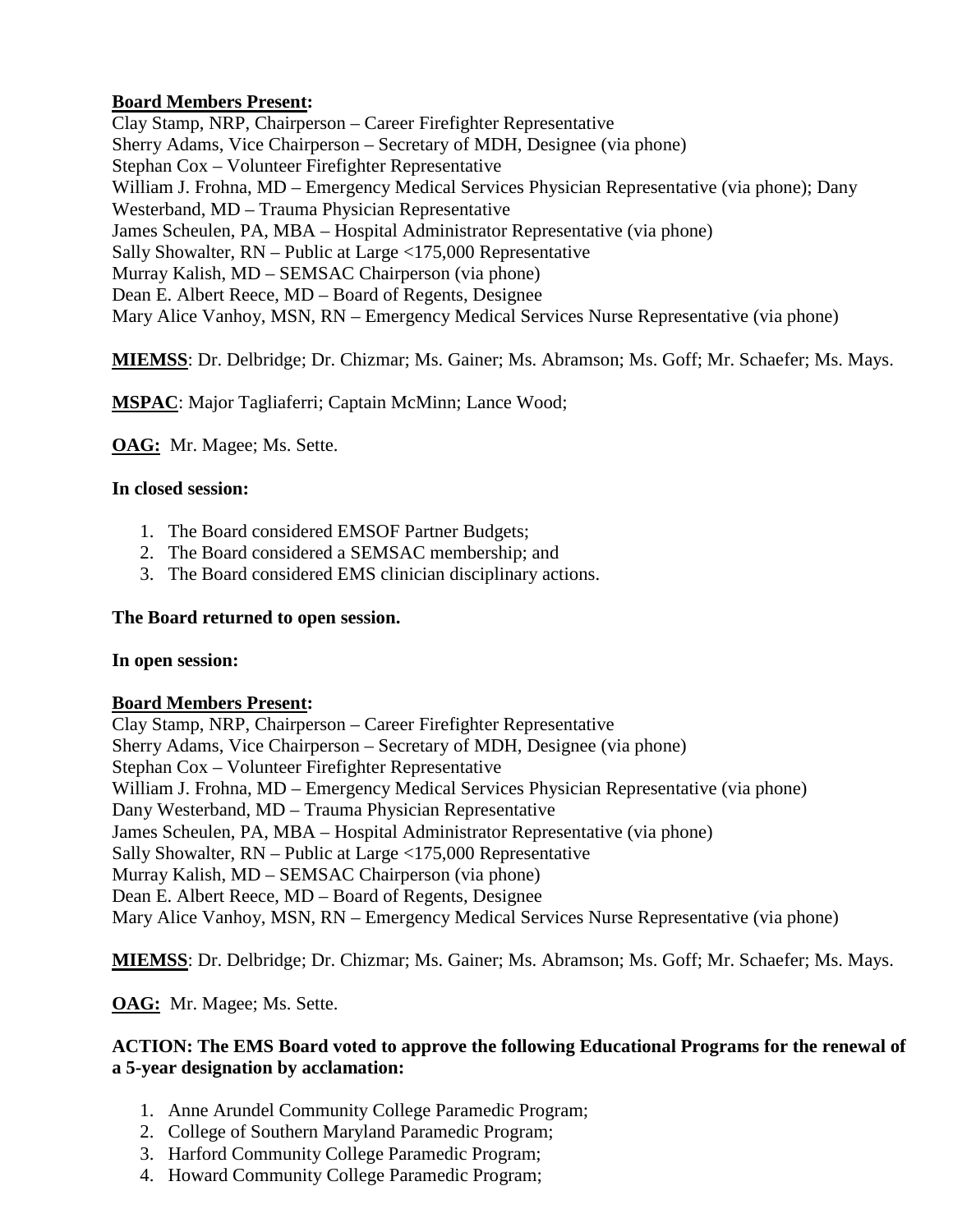**Board Members Present:**
Clay Stamp, NRP, Chairperson – Career Firefighter Representative
Sherry Adams, Vice Chairperson – Secretary of MDH, Designee (via phone)
Stephan Cox – Volunteer Firefighter Representative
William J. Frohna, MD – Emergency Medical Services Physician Representative (via phone); Dany Westerband, MD – Trauma Physician Representative
James Scheulen, PA, MBA – Hospital Administrator Representative (via phone)
Sally Showalter, RN – Public at Large <175,000 Representative
Murray Kalish, MD – SEMSAC Chairperson (via phone)
Dean E. Albert Reece, MD – Board of Regents, Designee
Mary Alice Vanhoy, MSN, RN – Emergency Medical Services Nurse Representative (via phone)

**MIEMSS**: Dr. Delbridge; Dr. Chizmar; Ms. Gainer; Ms. Abramson; Ms. Goff; Mr. Schaefer; Ms. Mays.

**MSPAC**: Major Tagliaferri; Captain McMinn; Lance Wood;

**OAG:** Mr. Magee; Ms. Sette.

**In closed session:**

1. The Board considered EMSOF Partner Budgets;
2. The Board considered a SEMSAC membership; and
3. The Board considered EMS clinician disciplinary actions.

**The Board returned to open session.**

**In open session:**

**Board Members Present:**
Clay Stamp, NRP, Chairperson – Career Firefighter Representative
Sherry Adams, Vice Chairperson – Secretary of MDH, Designee (via phone)
Stephan Cox – Volunteer Firefighter Representative
William J. Frohna, MD – Emergency Medical Services Physician Representative (via phone)
Dany Westerband, MD – Trauma Physician Representative
James Scheulen, PA, MBA – Hospital Administrator Representative (via phone)
Sally Showalter, RN – Public at Large <175,000 Representative
Murray Kalish, MD – SEMSAC Chairperson (via phone)
Dean E. Albert Reece, MD – Board of Regents, Designee
Mary Alice Vanhoy, MSN, RN – Emergency Medical Services Nurse Representative (via phone)

**MIEMSS**: Dr. Delbridge; Dr. Chizmar; Ms. Gainer; Ms. Abramson; Ms. Goff; Mr. Schaefer; Ms. Mays.

**OAG:** Mr. Magee; Ms. Sette.

**ACTION: The EMS Board voted to approve the following Educational Programs for the renewal of a 5-year designation by acclamation:**

1. Anne Arundel Community College Paramedic Program;
2. College of Southern Maryland Paramedic Program;
3. Harford Community College Paramedic Program;
4. Howard Community College Paramedic Program;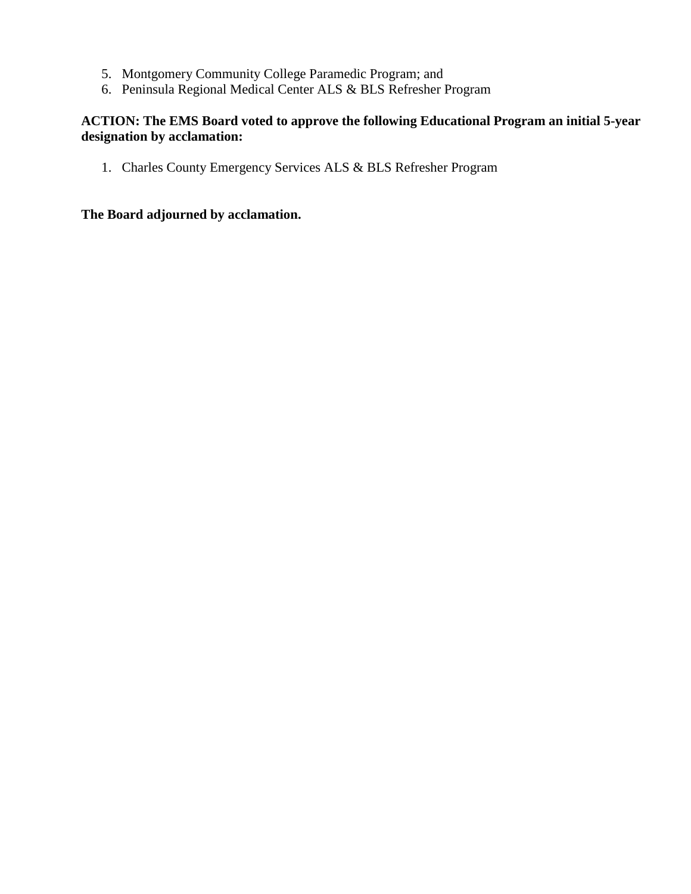5. Montgomery Community College Paramedic Program; and
6. Peninsula Regional Medical Center ALS & BLS Refresher Program

**ACTION: The EMS Board voted to approve the following Educational Program an initial 5-year designation by acclamation:**

1. Charles County Emergency Services ALS & BLS Refresher Program

**The Board adjourned by acclamation.**